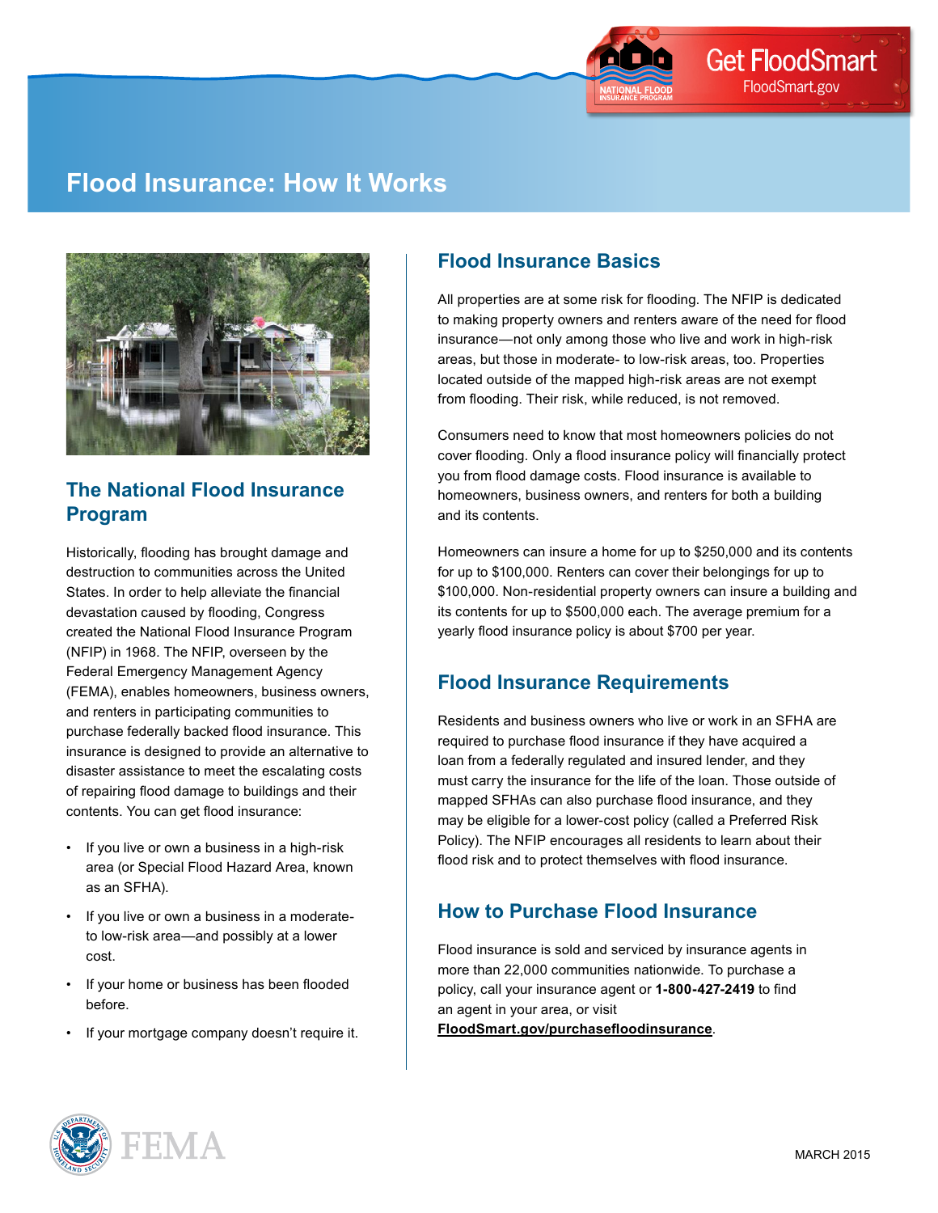# Flood Insurance: How It Works

## The National Flood Insurance Program

Historically, flooding has brought damage and destruction to communities across the United States. In order to help alleviate the financial devastation caused by flooding, Congress created the National Flood Insurance Program (NFIP) in 1968. The NFIP, overseen by the Federal Emergency Management Agency (FEMA), enables homeowners, business owners, and renters in participating communities to purchase federally backed flood insurance. This insurance is designed to provide an alternative to disaster assistance to meet the escalating costs of repairing flood damage to buildings and their contents. You can get flood insurance:

- If you live or own a business in a high-risk area (or Special Flood Hazard Area, known as an SFHA).
- If you live or own a business in a moderate- to low-risk area—and possibly at a lower cost.
- If your home or business has been flooded before.
- If your mortgage company doesn't require it.

## Flood Insurance Basics

All properties are at some risk for flooding. The NFIP is dedicated to making property owners and renters aware of the need for flood insurance—not only among those who live and work in high-risk areas, but those in moderate- to low-risk areas, too. Properties located outside of the mapped high-risk areas are not exempt from flooding. Their risk, while reduced, is not removed.

Consumers need to know that most homeowners policies do not cover flooding. Only a flood insurance policy will financially protect you from flood damage costs. Flood insurance is available to homeowners, business owners, and renters for both a building and its contents.

Homeowners can insure a home for up to $250,000 and its contents for up to $100,000. Renters can cover their belongings for up to $100,000. Non-residential property owners can insure a building and its contents for up to $500,000 each. The average premium for a yearly flood insurance policy is about $700 per year.

## Flood Insurance Requirements

Residents and business owners who live or work in an SFHA are required to purchase flood insurance if they have acquired a loan from a federally regulated and insured lender, and they must carry the insurance for the life of the loan. Those outside of mapped SFHAs can also purchase flood insurance, and they may be eligible for a lower-cost policy (called a Preferred Risk Policy). The NFIP encourages all residents to learn about their flood risk and to protect themselves with flood insurance.

## How to Purchase Flood Insurance

Flood insurance is sold and serviced by insurance agents in more than 22,000 communities nationwide. To purchase a policy, call your insurance agent or **1-800-427-2419** to find an agent in your area, or visit **FloodSmart.gov/purchasefloodinsurance**.

MARCH 2015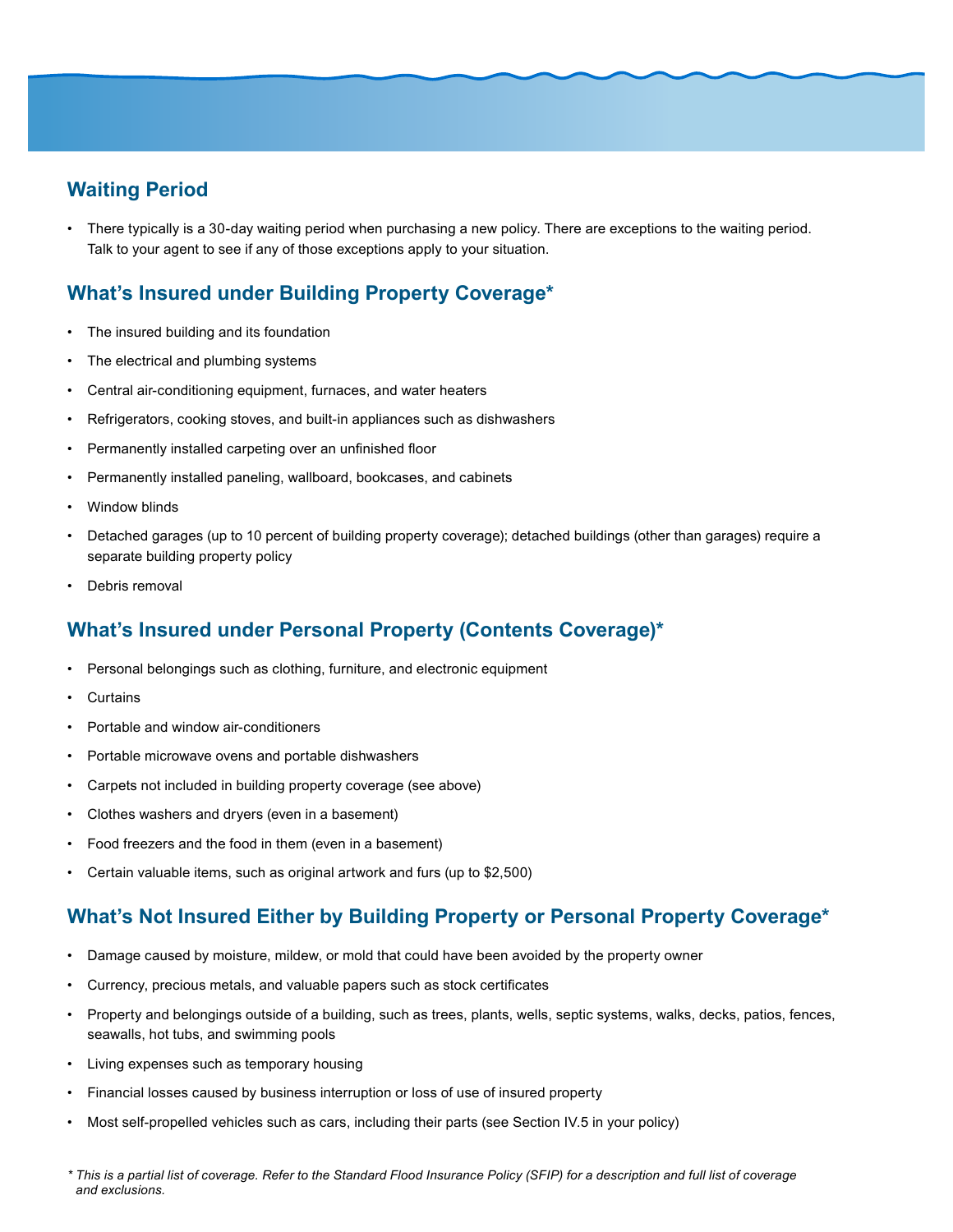## Waiting Period

- There typically is a 30-day waiting period when purchasing a new policy. There are exceptions to the waiting period. Talk to your agent to see if any of those exceptions apply to your situation.

## What's Insured under Building Property Coverage*

- The insured building and its foundation
- The electrical and plumbing systems
- Central air-conditioning equipment, furnaces, and water heaters
- Refrigerators, cooking stoves, and built-in appliances such as dishwashers
- Permanently installed carpeting over an unfinished floor
- Permanently installed paneling, wallboard, bookcases, and cabinets
- Window blinds
- Detached garages (up to 10 percent of building property coverage); detached buildings (other than garages) require a separate building property policy
- Debris removal

## What's Insured under Personal Property (Contents Coverage)*

- Personal belongings such as clothing, furniture, and electronic equipment
- Curtains
- Portable and window air-conditioners
- Portable microwave ovens and portable dishwashers
- Carpets not included in building property coverage (see above)
- Clothes washers and dryers (even in a basement)
- Food freezers and the food in them (even in a basement)
- Certain valuable items, such as original artwork and furs (up to $2,500)

## What's Not Insured Either by Building Property or Personal Property Coverage*

- Damage caused by moisture, mildew, or mold that could have been avoided by the property owner
- Currency, precious metals, and valuable papers such as stock certificates
- Property and belongings outside of a building, such as trees, plants, wells, septic systems, walks, decks, patios, fences, seawalls, hot tubs, and swimming pools
- Living expenses such as temporary housing
- Financial losses caused by business interruption or loss of use of insured property
- Most self-propelled vehicles such as cars, including their parts (see Section IV.5 in your policy)

*\* This is a partial list of coverage. Refer to the Standard Flood Insurance Policy (SFIP) for a description and full list of coverage and exclusions.*